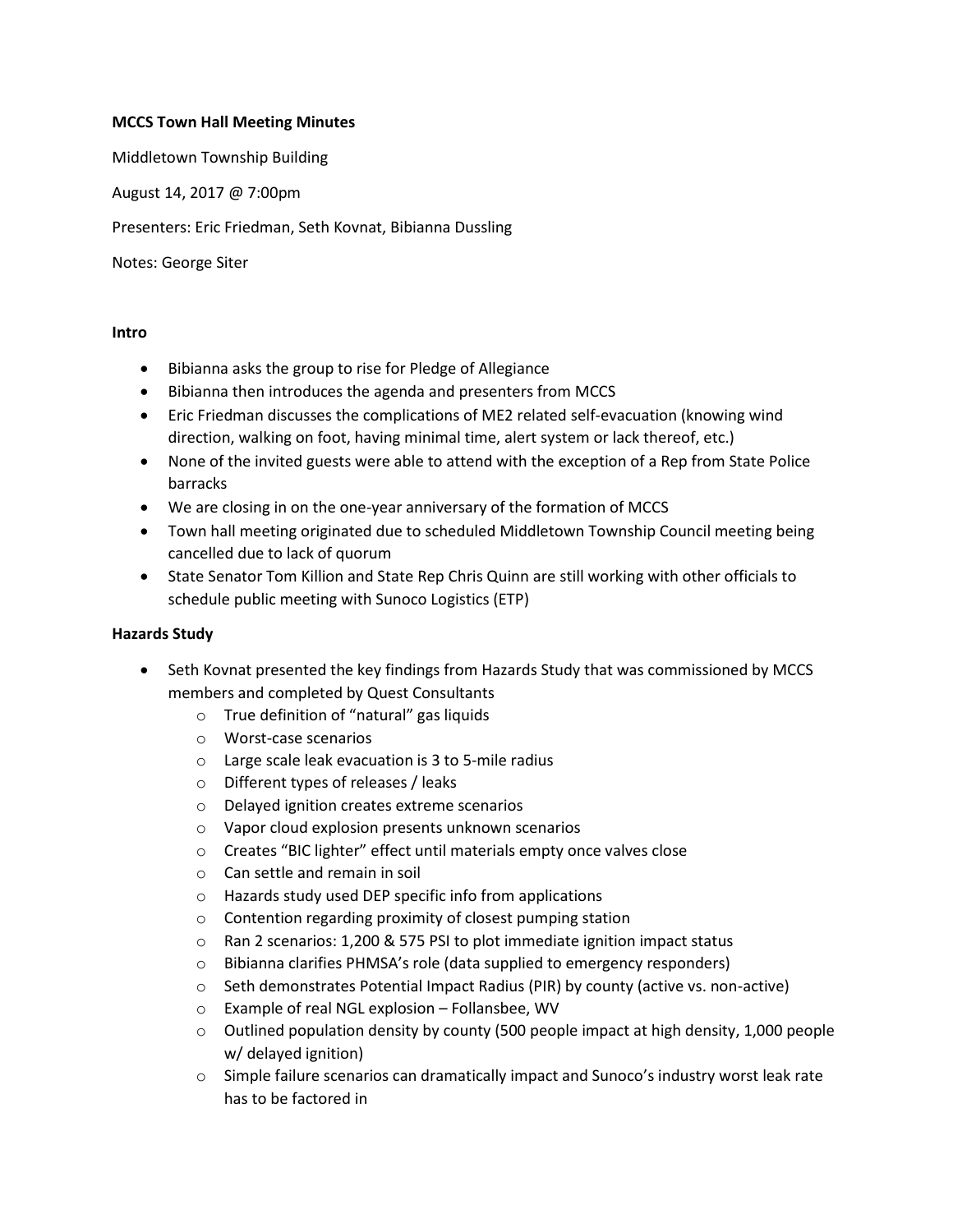**MCCS Town Hall Meeting Minutes**

Middletown Township Building

August 14, 2017 @ 7:00pm

Presenters: Eric Friedman, Seth Kovnat, Bibianna Dussling

Notes: George Siter

**Intro**

- Bibianna asks the group to rise for Pledge of Allegiance
- Bibianna then introduces the agenda and presenters from MCCS
- Eric Friedman discusses the complications of ME2 related self-evacuation (knowing wind direction, walking on foot, having minimal time, alert system or lack thereof, etc.)
- None of the invited guests were able to attend with the exception of a Rep from State Police barracks
- We are closing in on the one-year anniversary of the formation of MCCS
- Town hall meeting originated due to scheduled Middletown Township Council meeting being cancelled due to lack of quorum
- State Senator Tom Killion and State Rep Chris Quinn are still working with other officials to schedule public meeting with Sunoco Logistics (ETP)

**Hazards Study**

- Seth Kovnat presented the key findings from Hazards Study that was commissioned by MCCS members and completed by Quest Consultants
    - True definition of "natural" gas liquids
    - Worst-case scenarios
    - Large scale leak evacuation is 3 to 5-mile radius
    - Different types of releases / leaks
    - Delayed ignition creates extreme scenarios
    - Vapor cloud explosion presents unknown scenarios
    - Creates "BIC lighter" effect until materials empty once valves close
    - Can settle and remain in soil
    - Hazards study used DEP specific info from applications
    - Contention regarding proximity of closest pumping station
    - Ran 2 scenarios: 1,200 & 575 PSI to plot immediate ignition impact status
    - Bibianna clarifies PHMSA's role (data supplied to emergency responders)
    - Seth demonstrates Potential Impact Radius (PIR) by county (active vs. non-active)
    - Example of real NGL explosion – Follansbee, WV
    - Outlined population density by county (500 people impact at high density, 1,000 people w/ delayed ignition)
    - Simple failure scenarios can dramatically impact and Sunoco's industry worst leak rate has to be factored in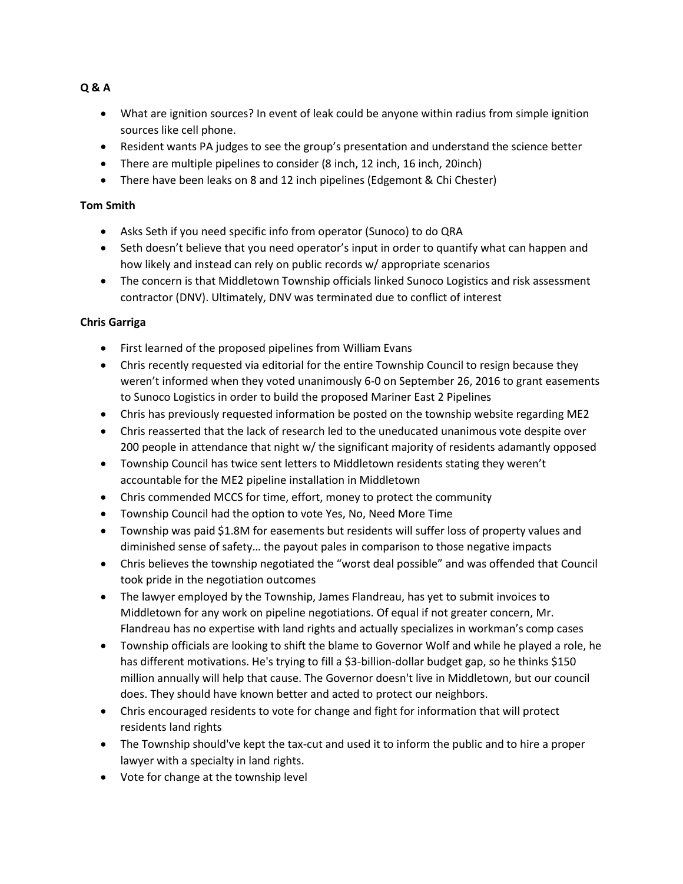**Q & A**

- What are ignition sources? In event of leak could be anyone within radius from simple ignition sources like cell phone.
- Resident wants PA judges to see the group's presentation and understand the science better
- There are multiple pipelines to consider (8 inch, 12 inch, 16 inch, 20inch)
- There have been leaks on 8 and 12 inch pipelines (Edgemont & Chi Chester)

**Tom Smith**

- Asks Seth if you need specific info from operator (Sunoco) to do QRA
- Seth doesn't believe that you need operator's input in order to quantify what can happen and how likely and instead can rely on public records w/ appropriate scenarios
- The concern is that Middletown Township officials linked Sunoco Logistics and risk assessment contractor (DNV). Ultimately, DNV was terminated due to conflict of interest

**Chris Garriga**

- First learned of the proposed pipelines from William Evans
- Chris recently requested via editorial for the entire Township Council to resign because they weren't informed when they voted unanimously 6-0 on September 26, 2016 to grant easements to Sunoco Logistics in order to build the proposed Mariner East 2 Pipelines
- Chris has previously requested information be posted on the township website regarding ME2
- Chris reasserted that the lack of research led to the uneducated unanimous vote despite over 200 people in attendance that night w/ the significant majority of residents adamantly opposed
- Township Council has twice sent letters to Middletown residents stating they weren't accountable for the ME2 pipeline installation in Middletown
- Chris commended MCCS for time, effort, money to protect the community
- Township Council had the option to vote Yes, No, Need More Time
- Township was paid $1.8M for easements but residents will suffer loss of property values and diminished sense of safety… the payout pales in comparison to those negative impacts
- Chris believes the township negotiated the "worst deal possible" and was offended that Council took pride in the negotiation outcomes
- The lawyer employed by the Township, James Flandreau, has yet to submit invoices to Middletown for any work on pipeline negotiations. Of equal if not greater concern, Mr. Flandreau has no expertise with land rights and actually specializes in workman's comp cases
- Township officials are looking to shift the blame to Governor Wolf and while he played a role, he has different motivations. He's trying to fill a $3-billion-dollar budget gap, so he thinks $150 million annually will help that cause. The Governor doesn't live in Middletown, but our council does. They should have known better and acted to protect our neighbors.
- Chris encouraged residents to vote for change and fight for information that will protect residents land rights
- The Township should've kept the tax-cut and used it to inform the public and to hire a proper lawyer with a specialty in land rights.
- Vote for change at the township level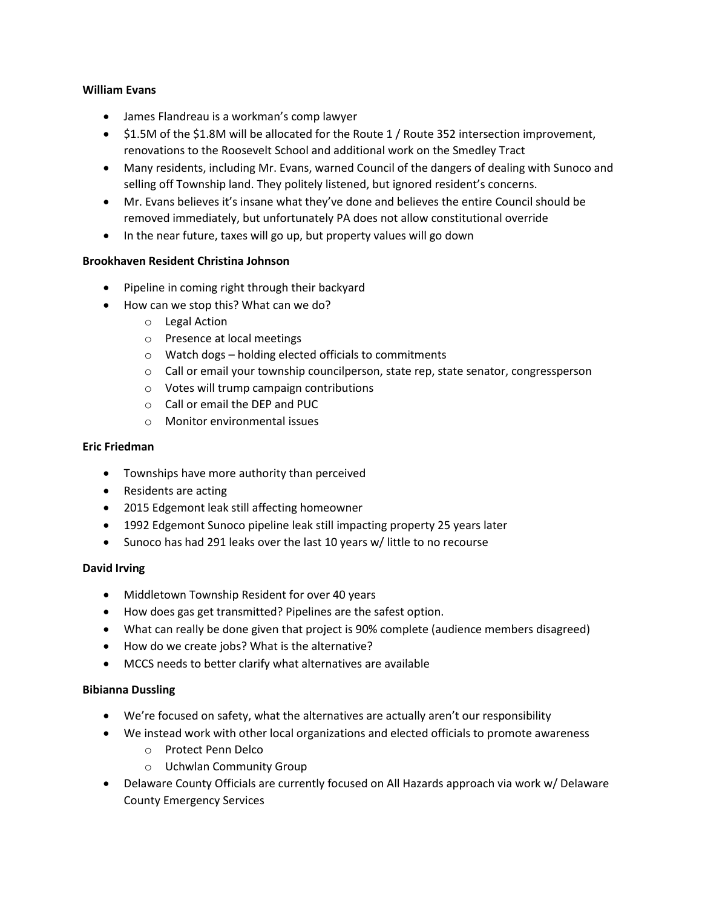**William Evans**

- James Flandreau is a workman's comp lawyer
- $1.5M of the $1.8M will be allocated for the Route 1 / Route 352 intersection improvement, renovations to the Roosevelt School and additional work on the Smedley Tract
- Many residents, including Mr. Evans, warned Council of the dangers of dealing with Sunoco and selling off Township land. They politely listened, but ignored resident's concerns.
- Mr. Evans believes it's insane what they've done and believes the entire Council should be removed immediately, but unfortunately PA does not allow constitutional override
- In the near future, taxes will go up, but property values will go down

**Brookhaven Resident Christina Johnson**

- Pipeline in coming right through their backyard
- How can we stop this? What can we do?
    - Legal Action
    - Presence at local meetings
    - Watch dogs – holding elected officials to commitments
    - Call or email your township councilperson, state rep, state senator, congressperson
    - Votes will trump campaign contributions
    - Call or email the DEP and PUC
    - Monitor environmental issues

**Eric Friedman**

- Townships have more authority than perceived
- Residents are acting
- 2015 Edgemont leak still affecting homeowner
- 1992 Edgemont Sunoco pipeline leak still impacting property 25 years later
- Sunoco has had 291 leaks over the last 10 years w/ little to no recourse

**David Irving**

- Middletown Township Resident for over 40 years
- How does gas get transmitted? Pipelines are the safest option.
- What can really be done given that project is 90% complete (audience members disagreed)
- How do we create jobs? What is the alternative?
- MCCS needs to better clarify what alternatives are available

**Bibianna Dussling**

- We're focused on safety, what the alternatives are actually aren't our responsibility
- We instead work with other local organizations and elected officials to promote awareness
    - Protect Penn Delco
    - Uchwlan Community Group
- Delaware County Officials are currently focused on All Hazards approach via work w/ Delaware County Emergency Services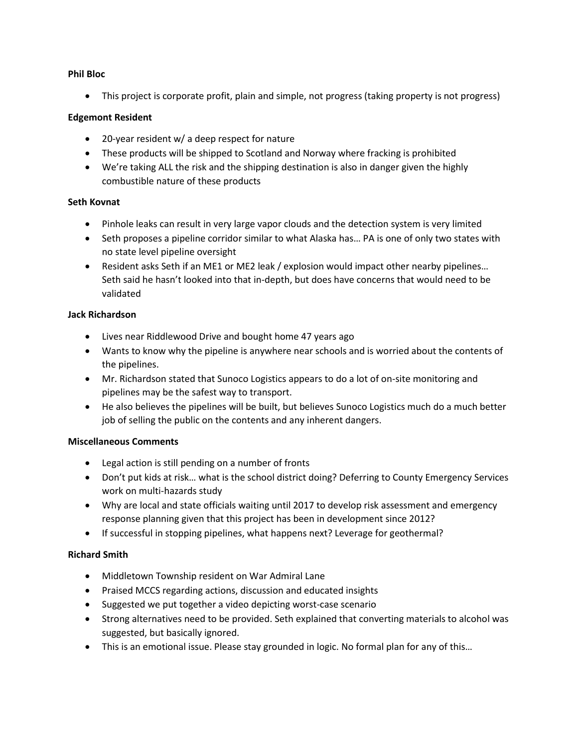**Phil Bloc**

- This project is corporate profit, plain and simple, not progress (taking property is not progress)

**Edgemont Resident**

- 20-year resident w/ a deep respect for nature
- These products will be shipped to Scotland and Norway where fracking is prohibited
- We're taking ALL the risk and the shipping destination is also in danger given the highly combustible nature of these products

**Seth Kovnat**

- Pinhole leaks can result in very large vapor clouds and the detection system is very limited
- Seth proposes a pipeline corridor similar to what Alaska has… PA is one of only two states with no state level pipeline oversight
- Resident asks Seth if an ME1 or ME2 leak / explosion would impact other nearby pipelines… Seth said he hasn't looked into that in-depth, but does have concerns that would need to be validated

**Jack Richardson**

- Lives near Riddlewood Drive and bought home 47 years ago
- Wants to know why the pipeline is anywhere near schools and is worried about the contents of the pipelines.
- Mr. Richardson stated that Sunoco Logistics appears to do a lot of on-site monitoring and pipelines may be the safest way to transport.
- He also believes the pipelines will be built, but believes Sunoco Logistics much do a much better job of selling the public on the contents and any inherent dangers.

**Miscellaneous Comments**

- Legal action is still pending on a number of fronts
- Don't put kids at risk… what is the school district doing? Deferring to County Emergency Services work on multi-hazards study
- Why are local and state officials waiting until 2017 to develop risk assessment and emergency response planning given that this project has been in development since 2012?
- If successful in stopping pipelines, what happens next? Leverage for geothermal?

**Richard Smith**

- Middletown Township resident on War Admiral Lane
- Praised MCCS regarding actions, discussion and educated insights
- Suggested we put together a video depicting worst-case scenario
- Strong alternatives need to be provided. Seth explained that converting materials to alcohol was suggested, but basically ignored.
- This is an emotional issue. Please stay grounded in logic. No formal plan for any of this…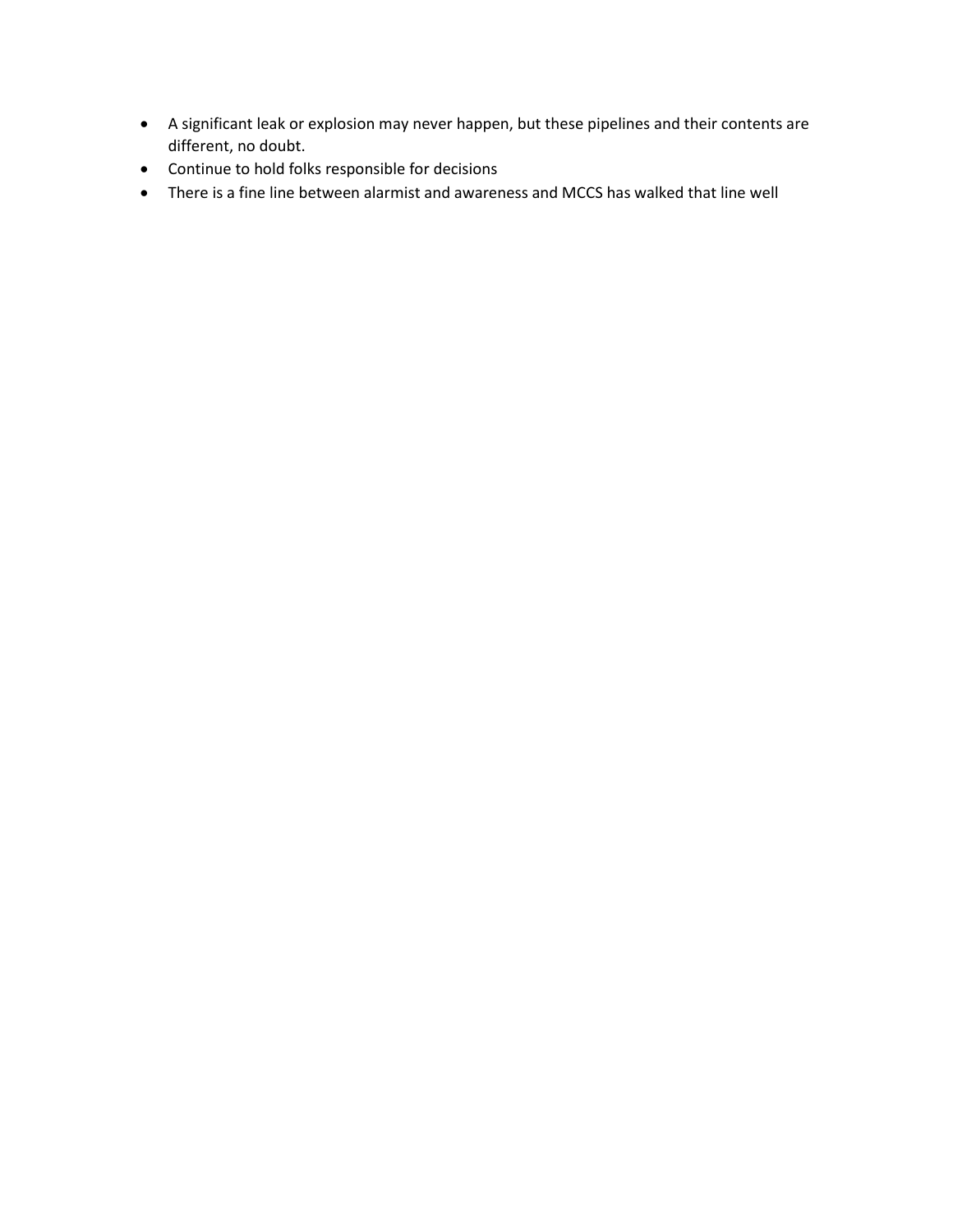- A significant leak or explosion may never happen, but these pipelines and their contents are different, no doubt.
- Continue to hold folks responsible for decisions
- There is a fine line between alarmist and awareness and MCCS has walked that line well